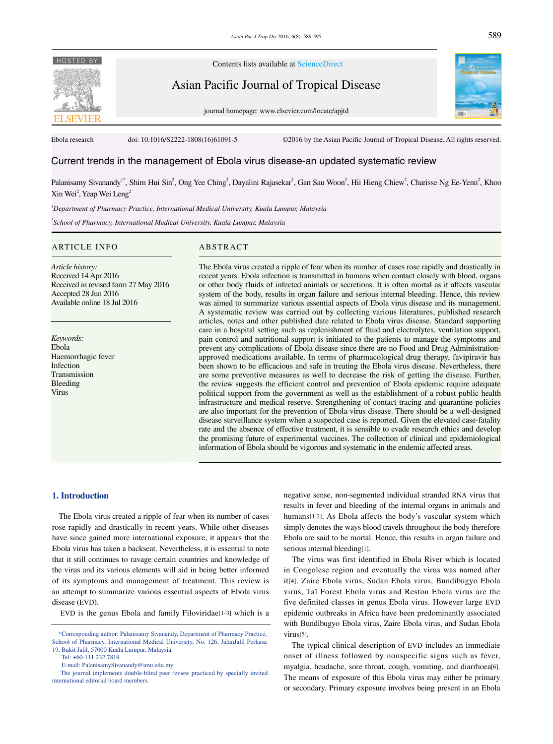Contents lists available at ScienceDirect

Asian Pacific Journal of Tropical Disease

journal homepage: www.elsevier.com/locate/apjtd

Ebola research doi: 10.1016/S2222-1808(16)61091-5 ©2016 by the Asian Pacific Journal of Tropical Disease. All rights reserved.

# Current trends in the management of Ebola virus disease-an updated systematic review

Palanisamy Sivanandy[1*], Shim Hui Sin[2], Ong Yee Ching[2], Dayalini Rajasekar[2], Gan Sau Woon[2], Hii Hieng Chiew[2], Charisse Ng Ee-Yenn[2], Khoo Xin Wei[2], Yeap Wei Leng[2]

[1]*Department of Pharmacy Practice, International Medical University, Kuala Lumpur, Malaysia*

[2]*School of Pharmacy, International Medical University, Kuala Lumpur, Malaysia*

## ARTICLE INFO

*Article history:*
Received 14 Apr 2016
Received in revised form 27 May 2016
Accepted 28 Jun 2016
Available online 18 Jul 2016

*Keywords:*
Ebola
Haemorrhagic fever
Infection
Transmission
Bleeding
Virus

## ABSTRACT

The Ebola virus created a ripple of fear when its number of cases rose rapidly and drastically in recent years. Ebola infection is transmitted in humans when contact closely with blood, organs or other body fluids of infected animals or secretions. It is often mortal as it affects vascular system of the body, results in organ failure and serious internal bleeding. Hence, this review was aimed to summarize various essential aspects of Ebola virus disease and its management. A systematic review was carried out by collecting various literatures, published research articles, notes and other published date related to Ebola virus disease. Standard supporting care in a hospital setting such as replenishment of fluid and electrolytes, ventilation support, pain control and nutritional support is initiated to the patients to manage the symptoms and prevent any complications of Ebola disease since there are no Food and Drug Administration-approved medications available. In terms of pharmacological drug therapy, favipiravir has been shown to be efficacious and safe in treating the Ebola virus disease. Nevertheless, there are some preventive measures as well to decrease the risk of getting the disease. Further, the review suggests the efficient control and prevention of Ebola epidemic require adequate political support from the government as well as the establishment of a robust public health infrastructure and medical reserve. Strengthening of contact tracing and quarantine policies are also important for the prevention of Ebola virus disease. There should be a well-designed disease surveillance system when a suspected case is reported. Given the elevated case-fatality rate and the absence of effective treatment, it is sensible to evade research ethics and develop the promising future of experimental vaccines. The collection of clinical and epidemiological information of Ebola should be vigorous and systematic in the endemic affected areas.

## 1. Introduction

The Ebola virus created a ripple of fear when its number of cases rose rapidly and drastically in recent years. While other diseases have since gained more international exposure, it appears that the Ebola virus has taken a backseat. Nevertheless, it is essential to note that it still continues to ravage certain countries and knowledge of the virus and its various elements will aid in being better informed of its symptoms and management of treatment. This review is an attempt to summarize various essential aspects of Ebola virus disease (EVD).

EVD is the genus Ebola and family Filoviridae[1-3] which is a negative sense, non-segmented individual stranded RNA virus that results in fever and bleeding of the internal organs in animals and humans[1,2]. As Ebola affects the body's vascular system which simply denotes the ways blood travels throughout the body therefore Ebola are said to be mortal. Hence, this results in organ failure and serious internal bleeding[1].

The virus was first identified in Ebola River which is located in Congolese region and eventually the virus was named after it[4]. Zaire Ebola virus, Sudan Ebola virus, Bundibugyo Ebola virus, Taï Forest Ebola virus and Reston Ebola virus are the five definited classes in genus Ebola virus. However large EVD epidemic outbreaks in Africa have been predominantly associated with Bundibugyo Ebola virus, Zaire Ebola virus, and Sudan Ebola virus[5].

The typical clinical description of EVD includes an immediate onset of illness followed by nonspecific signs such as fever, myalgia, headache, sore throat, cough, vomiting, and diarrhoea[6]. The means of exposure of this Ebola virus may either be primary or secondary. Primary exposure involves being present in an Ebola

*Corresponding author: Palanisamy Sivanandy, Department of Pharmacy Practice, School of Pharmacy, International Medical University, No. 126, JalanJalil Perkasa 19, Bukit Jalil, 57000 Kuala Lumpur, Malaysia.
Tel: +60-111 232 7819
E-mail: PalanisamySivanandy@imu.edu.my
The journal implements double-blind peer review practiced by specially invited international editorial board members.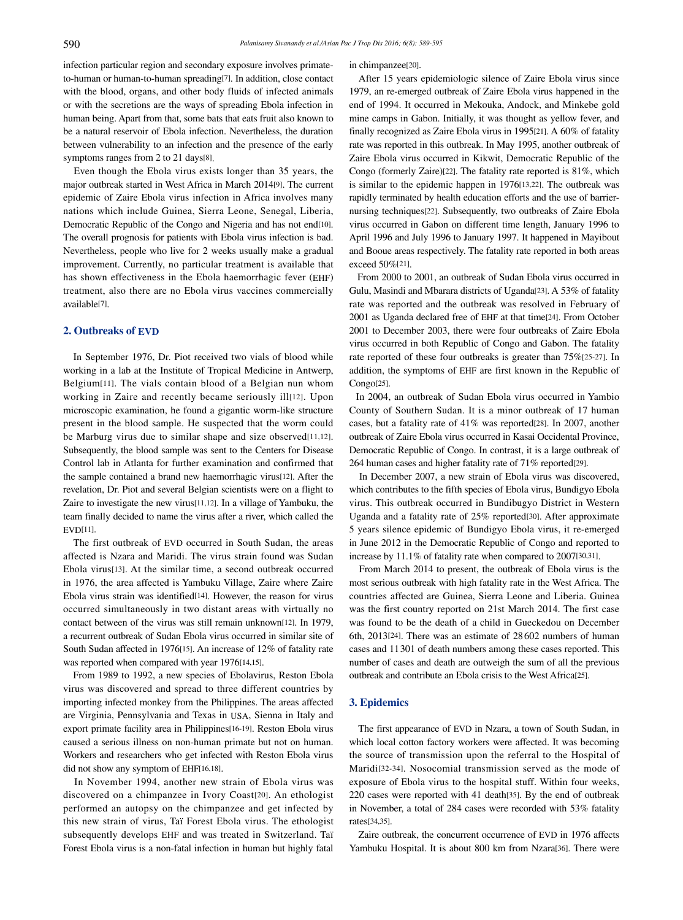infection particular region and secondary exposure involves primate-to-human or human-to-human spreading[7]. In addition, close contact with the blood, organs, and other body fluids of infected animals or with the secretions are the ways of spreading Ebola infection in human being. Apart from that, some bats that eats fruit also known to be a natural reservoir of Ebola infection. Nevertheless, the duration between vulnerability to an infection and the presence of the early symptoms ranges from 2 to 21 days[8].

Even though the Ebola virus exists longer than 35 years, the major outbreak started in West Africa in March 2014[9]. The current epidemic of Zaire Ebola virus infection in Africa involves many nations which include Guinea, Sierra Leone, Senegal, Liberia, Democratic Republic of the Congo and Nigeria and has not end[10]. The overall prognosis for patients with Ebola virus infection is bad. Nevertheless, people who live for 2 weeks usually make a gradual improvement. Currently, no particular treatment is available that has shown effectiveness in the Ebola haemorrhagic fever (EHF) treatment, also there are no Ebola virus vaccines commercially available[7].

## 2. Outbreaks of EVD

In September 1976, Dr. Piot received two vials of blood while working in a lab at the Institute of Tropical Medicine in Antwerp, Belgium[11]. The vials contain blood of a Belgian nun whom working in Zaire and recently became seriously ill[12]. Upon microscopic examination, he found a gigantic worm-like structure present in the blood sample. He suspected that the worm could be Marburg virus due to similar shape and size observed[11,12]. Subsequently, the blood sample was sent to the Centers for Disease Control lab in Atlanta for further examination and confirmed that the sample contained a brand new haemorrhagic virus[12]. After the revelation, Dr. Piot and several Belgian scientists were on a flight to Zaire to investigate the new virus[11,12]. In a village of Yambuku, the team finally decided to name the virus after a river, which called the EVD[11].

The first outbreak of EVD occurred in South Sudan, the areas affected is Nzara and Maridi. The virus strain found was Sudan Ebola virus[13]. At the similar time, a second outbreak occurred in 1976, the area affected is Yambuku Village, Zaire where Zaire Ebola virus strain was identified[14]. However, the reason for virus occurred simultaneously in two distant areas with virtually no contact between of the virus was still remain unknown[12]. In 1979, a recurrent outbreak of Sudan Ebola virus occurred in similar site of South Sudan affected in 1976[15]. An increase of 12% of fatality rate was reported when compared with year 1976[14,15].

From 1989 to 1992, a new species of Ebolavirus, Reston Ebola virus was discovered and spread to three different countries by importing infected monkey from the Philippines. The areas affected are Virginia, Pennsylvania and Texas in USA, Sienna in Italy and export primate facility area in Philippines[16-19]. Reston Ebola virus caused a serious illness on non-human primate but not on human. Workers and researchers who get infected with Reston Ebola virus did not show any symptom of EHF[16,18].

In November 1994, another new strain of Ebola virus was discovered on a chimpanzee in Ivory Coast[20]. An ethologist performed an autopsy on the chimpanzee and get infected by this new strain of virus, Taï Forest Ebola virus. The ethologist subsequently develops EHF and was treated in Switzerland. Taï Forest Ebola virus is a non-fatal infection in human but highly fatal in chimpanzee[20].

After 15 years epidemiologic silence of Zaire Ebola virus since 1979, an re-emerged outbreak of Zaire Ebola virus happened in the end of 1994. It occurred in Mekouka, Andock, and Minkebe gold mine camps in Gabon. Initially, it was thought as yellow fever, and finally recognized as Zaire Ebola virus in 1995[21]. A 60% of fatality rate was reported in this outbreak. In May 1995, another outbreak of Zaire Ebola virus occurred in Kikwit, Democratic Republic of the Congo (formerly Zaire)[22]. The fatality rate reported is 81%, which is similar to the epidemic happen in 1976[13,22]. The outbreak was rapidly terminated by health education efforts and the use of barrier-nursing techniques[22]. Subsequently, two outbreaks of Zaire Ebola virus occurred in Gabon on different time length, January 1996 to April 1996 and July 1996 to January 1997. It happened in Mayibout and Booue areas respectively. The fatality rate reported in both areas exceed 50%[21].

From 2000 to 2001, an outbreak of Sudan Ebola virus occurred in Gulu, Masindi and Mbarara districts of Uganda[23]. A 53% of fatality rate was reported and the outbreak was resolved in February of 2001 as Uganda declared free of EHF at that time[24]. From October 2001 to December 2003, there were four outbreaks of Zaire Ebola virus occurred in both Republic of Congo and Gabon. The fatality rate reported of these four outbreaks is greater than 75%[25-27]. In addition, the symptoms of EHF are first known in the Republic of Congo[25].

In 2004, an outbreak of Sudan Ebola virus occurred in Yambio County of Southern Sudan. It is a minor outbreak of 17 human cases, but a fatality rate of 41% was reported[28]. In 2007, another outbreak of Zaire Ebola virus occurred in Kasai Occidental Province, Democratic Republic of Congo. In contrast, it is a large outbreak of 264 human cases and higher fatality rate of 71% reported[29].

In December 2007, a new strain of Ebola virus was discovered, which contributes to the fifth species of Ebola virus, Bundigyo Ebola virus. This outbreak occurred in Bundibugyo District in Western Uganda and a fatality rate of 25% reported[30]. After approximate 5 years silence epidemic of Bundigyo Ebola virus, it re-emerged in June 2012 in the Democratic Republic of Congo and reported to increase by 11.1% of fatality rate when compared to 2007[30,31].

From March 2014 to present, the outbreak of Ebola virus is the most serious outbreak with high fatality rate in the West Africa. The countries affected are Guinea, Sierra Leone and Liberia. Guinea was the first country reported on 21st March 2014. The first case was found to be the death of a child in Gueckedou on December 6th, 2013[24]. There was an estimate of 28 602 numbers of human cases and 11 301 of death numbers among these cases reported. This number of cases and death are outweigh the sum of all the previous outbreak and contribute an Ebola crisis to the West Africa[25].

## 3. Epidemics

The first appearance of EVD in Nzara, a town of South Sudan, in which local cotton factory workers were affected. It was becoming the source of transmission upon the referral to the Hospital of Maridi[32-34]. Nosocomial transmission served as the mode of exposure of Ebola virus to the hospital stuff. Within four weeks, 220 cases were reported with 41 death[35]. By the end of outbreak in November, a total of 284 cases were recorded with 53% fatality rates[34,35].

Zaire outbreak, the concurrent occurrence of EVD in 1976 affects Yambuku Hospital. It is about 800 km from Nzara[36]. There were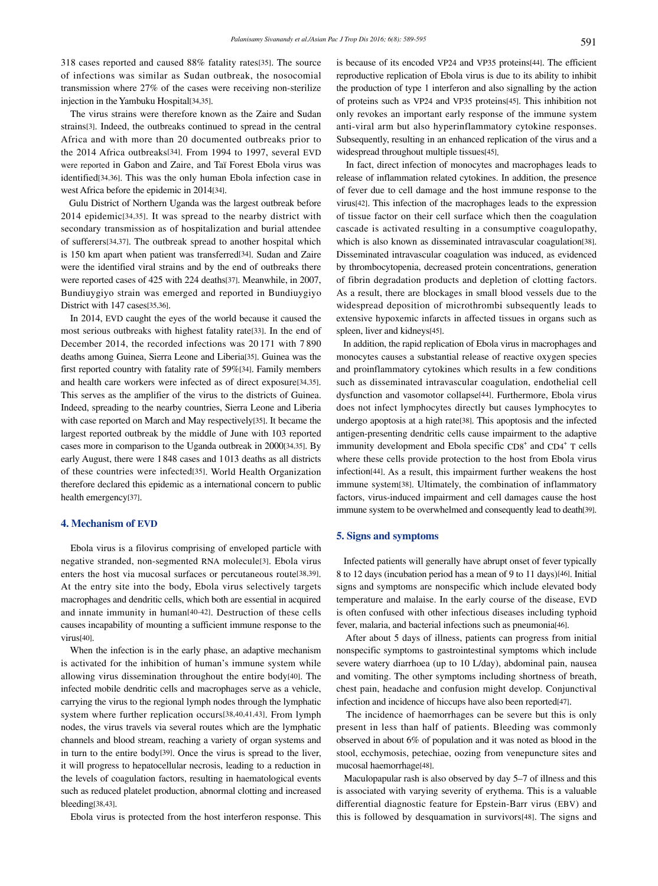318 cases reported and caused 88% fatality rates[35]. The source of infections was similar as Sudan outbreak, the nosocomial transmission where 27% of the cases were receiving non-sterilize injection in the Yambuku Hospital[34,35].

The virus strains were therefore known as the Zaire and Sudan strains[3]. Indeed, the outbreaks continued to spread in the central Africa and with more than 20 documented outbreaks prior to the 2014 Africa outbreaks[34]. From 1994 to 1997, several EVD were reported in Gabon and Zaire, and Taï Forest Ebola virus was identified[34,36]. This was the only human Ebola infection case in west Africa before the epidemic in 2014[34].

Gulu District of Northern Uganda was the largest outbreak before 2014 epidemic[34,35]. It was spread to the nearby district with secondary transmission as of hospitalization and burial attendee of sufferers[34,37]. The outbreak spread to another hospital which is 150 km apart when patient was transferred[34]. Sudan and Zaire were the identified viral strains and by the end of outbreaks there were reported cases of 425 with 224 deaths[37]. Meanwhile, in 2007, Bundiuygiyo strain was emerged and reported in Bundiuygiyo District with 147 cases[35,36].

In 2014, EVD caught the eyes of the world because it caused the most serious outbreaks with highest fatality rate[33]. In the end of December 2014, the recorded infections was 20 171 with 7 890 deaths among Guinea, Sierra Leone and Liberia[35]. Guinea was the first reported country with fatality rate of 59%[34]. Family members and health care workers were infected as of direct exposure[34,35]. This serves as the amplifier of the virus to the districts of Guinea. Indeed, spreading to the nearby countries, Sierra Leone and Liberia with case reported on March and May respectively[35]. It became the largest reported outbreak by the middle of June with 103 reported cases more in comparison to the Uganda outbreak in 2000[34,35]. By early August, there were 1 848 cases and 1 013 deaths as all districts of these countries were infected[35]. World Health Organization therefore declared this epidemic as a international concern to public health emergency[37].

## 4. Mechanism of EVD

Ebola virus is a filovirus comprising of enveloped particle with negative stranded, non-segmented RNA molecule[3]. Ebola virus enters the host via mucosal surfaces or percutaneous route[38,39]. At the entry site into the body, Ebola virus selectively targets macrophages and dendritic cells, which both are essential in acquired and innate immunity in human[40-42]. Destruction of these cells causes incapability of mounting a sufficient immune response to the virus[40].

When the infection is in the early phase, an adaptive mechanism is activated for the inhibition of human's immune system while allowing virus dissemination throughout the entire body[40]. The infected mobile dendritic cells and macrophages serve as a vehicle, carrying the virus to the regional lymph nodes through the lymphatic system where further replication occurs[38,40,41,43]. From lymph nodes, the virus travels via several routes which are the lymphatic channels and blood stream, reaching a variety of organ systems and in turn to the entire body[39]. Once the virus is spread to the liver, it will progress to hepatocellular necrosis, leading to a reduction in the levels of coagulation factors, resulting in haematological events such as reduced platelet production, abnormal clotting and increased bleeding[38,43].

Ebola virus is protected from the host interferon response. This is because of its encoded VP24 and VP35 proteins[44]. The efficient reproductive replication of Ebola virus is due to its ability to inhibit the production of type 1 interferon and also signalling by the action of proteins such as VP24 and VP35 proteins[45]. This inhibition not only revokes an important early response of the immune system anti-viral arm but also hyperinflammatory cytokine responses. Subsequently, resulting in an enhanced replication of the virus and a widespread throughout multiple tissues[45].

In fact, direct infection of monocytes and macrophages leads to release of inflammation related cytokines. In addition, the presence of fever due to cell damage and the host immune response to the virus[42]. This infection of the macrophages leads to the expression of tissue factor on their cell surface which then the coagulation cascade is activated resulting in a consumptive coagulopathy, which is also known as disseminated intravascular coagulation[38]. Disseminated intravascular coagulation was induced, as evidenced by thrombocytopenia, decreased protein concentrations, generation of fibrin degradation products and depletion of clotting factors. As a result, there are blockages in small blood vessels due to the widespread deposition of microthrombi subsequently leads to extensive hypoxemic infarcts in affected tissues in organs such as spleen, liver and kidneys[45].

In addition, the rapid replication of Ebola virus in macrophages and monocytes causes a substantial release of reactive oxygen species and proinflammatory cytokines which results in a few conditions such as disseminated intravascular coagulation, endothelial cell dysfunction and vasomotor collapse[44]. Furthermore, Ebola virus does not infect lymphocytes directly but causes lymphocytes to undergo apoptosis at a high rate[38]. This apoptosis and the infected antigen-presenting dendritic cells cause impairment to the adaptive immunity development and Ebola specific $CD8^+$ and $CD4^+$ T cells where these cells provide protection to the host from Ebola virus infection[44]. As a result, this impairment further weakens the host immune system[38]. Ultimately, the combination of inflammatory factors, virus-induced impairment and cell damages cause the host immune system to be overwhelmed and consequently lead to death[39].

## 5. Signs and symptoms

Infected patients will generally have abrupt onset of fever typically 8 to 12 days (incubation period has a mean of 9 to 11 days)[46]. Initial signs and symptoms are nonspecific which include elevated body temperature and malaise. In the early course of the disease, EVD is often confused with other infectious diseases including typhoid fever, malaria, and bacterial infections such as pneumonia[46].

After about 5 days of illness, patients can progress from initial nonspecific symptoms to gastrointestinal symptoms which include severe watery diarrhoea (up to 10 L/day), abdominal pain, nausea and vomiting. The other symptoms including shortness of breath, chest pain, headache and confusion might develop. Conjunctival infection and incidence of hiccups have also been reported[47].

The incidence of haemorrhages can be severe but this is only present in less than half of patients. Bleeding was commonly observed in about 6% of population and it was noted as blood in the stool, ecchymosis, petechiae, oozing from venepuncture sites and mucosal haemorrhage[48].

Maculopapular rash is also observed by day 5–7 of illness and this is associated with varying severity of erythema. This is a valuable differential diagnostic feature for Epstein-Barr virus (EBV) and this is followed by desquamation in survivors[48]. The signs and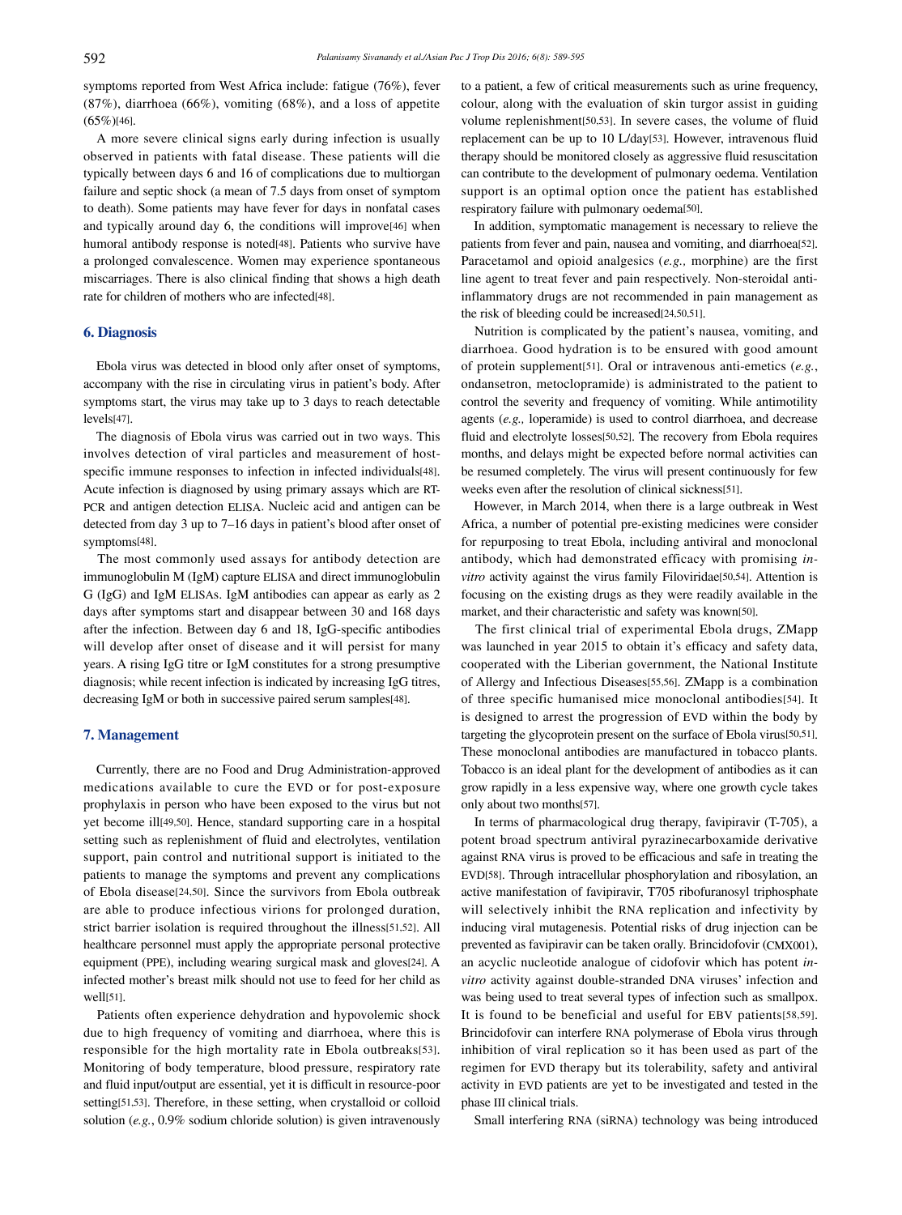symptoms reported from West Africa include: fatigue (76%), fever (87%), diarrhoea (66%), vomiting (68%), and a loss of appetite (65%)[46].

A more severe clinical signs early during infection is usually observed in patients with fatal disease. These patients will die typically between days 6 and 16 of complications due to multiorgan failure and septic shock (a mean of 7.5 days from onset of symptom to death). Some patients may have fever for days in nonfatal cases and typically around day 6, the conditions will improve[46] when humoral antibody response is noted[48]. Patients who survive have a prolonged convalescence. Women may experience spontaneous miscarriages. There is also clinical finding that shows a high death rate for children of mothers who are infected[48].

## 6. Diagnosis

Ebola virus was detected in blood only after onset of symptoms, accompany with the rise in circulating virus in patient's body. After symptoms start, the virus may take up to 3 days to reach detectable levels[47].

The diagnosis of Ebola virus was carried out in two ways. This involves detection of viral particles and measurement of host-specific immune responses to infection in infected individuals[48]. Acute infection is diagnosed by using primary assays which are RT-PCR and antigen detection ELISA. Nucleic acid and antigen can be detected from day 3 up to 7–16 days in patient's blood after onset of symptoms[48].

The most commonly used assays for antibody detection are immunoglobulin M (IgM) capture ELISA and direct immunoglobulin G (IgG) and IgM ELISAs. IgM antibodies can appear as early as 2 days after symptoms start and disappear between 30 and 168 days after the infection. Between day 6 and 18, IgG-specific antibodies will develop after onset of disease and it will persist for many years. A rising IgG titre or IgM constitutes for a strong presumptive diagnosis; while recent infection is indicated by increasing IgG titres, decreasing IgM or both in successive paired serum samples[48].

## 7. Management

Currently, there are no Food and Drug Administration-approved medications available to cure the EVD or for post-exposure prophylaxis in person who have been exposed to the virus but not yet become ill[49,50]. Hence, standard supporting care in a hospital setting such as replenishment of fluid and electrolytes, ventilation support, pain control and nutritional support is initiated to the patients to manage the symptoms and prevent any complications of Ebola disease[24,50]. Since the survivors from Ebola outbreak are able to produce infectious virions for prolonged duration, strict barrier isolation is required throughout the illness[51,52]. All healthcare personnel must apply the appropriate personal protective equipment (PPE), including wearing surgical mask and gloves[24]. A infected mother's breast milk should not use to feed for her child as well[51].

Patients often experience dehydration and hypovolemic shock due to high frequency of vomiting and diarrhoea, where this is responsible for the high mortality rate in Ebola outbreaks[53]. Monitoring of body temperature, blood pressure, respiratory rate and fluid input/output are essential, yet it is difficult in resource-poor setting[51,53]. Therefore, in these setting, when crystalloid or colloid solution (*e.g.*, 0.9% sodium chloride solution) is given intravenously to a patient, a few of critical measurements such as urine frequency, colour, along with the evaluation of skin turgor assist in guiding volume replenishment[50,53]. In severe cases, the volume of fluid replacement can be up to 10 L/day[53]. However, intravenous fluid therapy should be monitored closely as aggressive fluid resuscitation can contribute to the development of pulmonary oedema. Ventilation support is an optimal option once the patient has established respiratory failure with pulmonary oedema[50].

In addition, symptomatic management is necessary to relieve the patients from fever and pain, nausea and vomiting, and diarrhoea[52]. Paracetamol and opioid analgesics (*e.g.,* morphine) are the first line agent to treat fever and pain respectively. Non-steroidal anti-inflammatory drugs are not recommended in pain management as the risk of bleeding could be increased[24,50,51].

Nutrition is complicated by the patient's nausea, vomiting, and diarrhoea. Good hydration is to be ensured with good amount of protein supplement[51]. Oral or intravenous anti-emetics (*e.g.*, ondansetron, metoclopramide) is administrated to the patient to control the severity and frequency of vomiting. While antimotility agents (*e.g.,* loperamide) is used to control diarrhoea, and decrease fluid and electrolyte losses[50,52]. The recovery from Ebola requires months, and delays might be expected before normal activities can be resumed completely. The virus will present continuously for few weeks even after the resolution of clinical sickness[51].

However, in March 2014, when there is a large outbreak in West Africa, a number of potential pre-existing medicines were consider for repurposing to treat Ebola, including antiviral and monoclonal antibody, which had demonstrated efficacy with promising *in-vitro* activity against the virus family Filoviridae[50,54]. Attention is focusing on the existing drugs as they were readily available in the market, and their characteristic and safety was known[50].

The first clinical trial of experimental Ebola drugs, ZMapp was launched in year 2015 to obtain it's efficacy and safety data, cooperated with the Liberian government, the National Institute of Allergy and Infectious Diseases[55,56]. ZMapp is a combination of three specific humanised mice monoclonal antibodies[54]. It is designed to arrest the progression of EVD within the body by targeting the glycoprotein present on the surface of Ebola virus[50,51]. These monoclonal antibodies are manufactured in tobacco plants. Tobacco is an ideal plant for the development of antibodies as it can grow rapidly in a less expensive way, where one growth cycle takes only about two months[57].

In terms of pharmacological drug therapy, favipiravir (T-705), a potent broad spectrum antiviral pyrazinecarboxamide derivative against RNA virus is proved to be efficacious and safe in treating the EVD[58]. Through intracellular phosphorylation and ribosylation, an active manifestation of favipiravir, T705 ribofuranosyl triphosphate will selectively inhibit the RNA replication and infectivity by inducing viral mutagenesis. Potential risks of drug injection can be prevented as favipiravir can be taken orally. Brincidofovir (CMX001), an acyclic nucleotide analogue of cidofovir which has potent *in-vitro* activity against double-stranded DNA viruses' infection and was being used to treat several types of infection such as smallpox. It is found to be beneficial and useful for EBV patients[58,59]. Brincidofovir can interfere RNA polymerase of Ebola virus through inhibition of viral replication so it has been used as part of the regimen for EVD therapy but its tolerability, safety and antiviral activity in EVD patients are yet to be investigated and tested in the phase III clinical trials.

Small interfering RNA (siRNA) technology was being introduced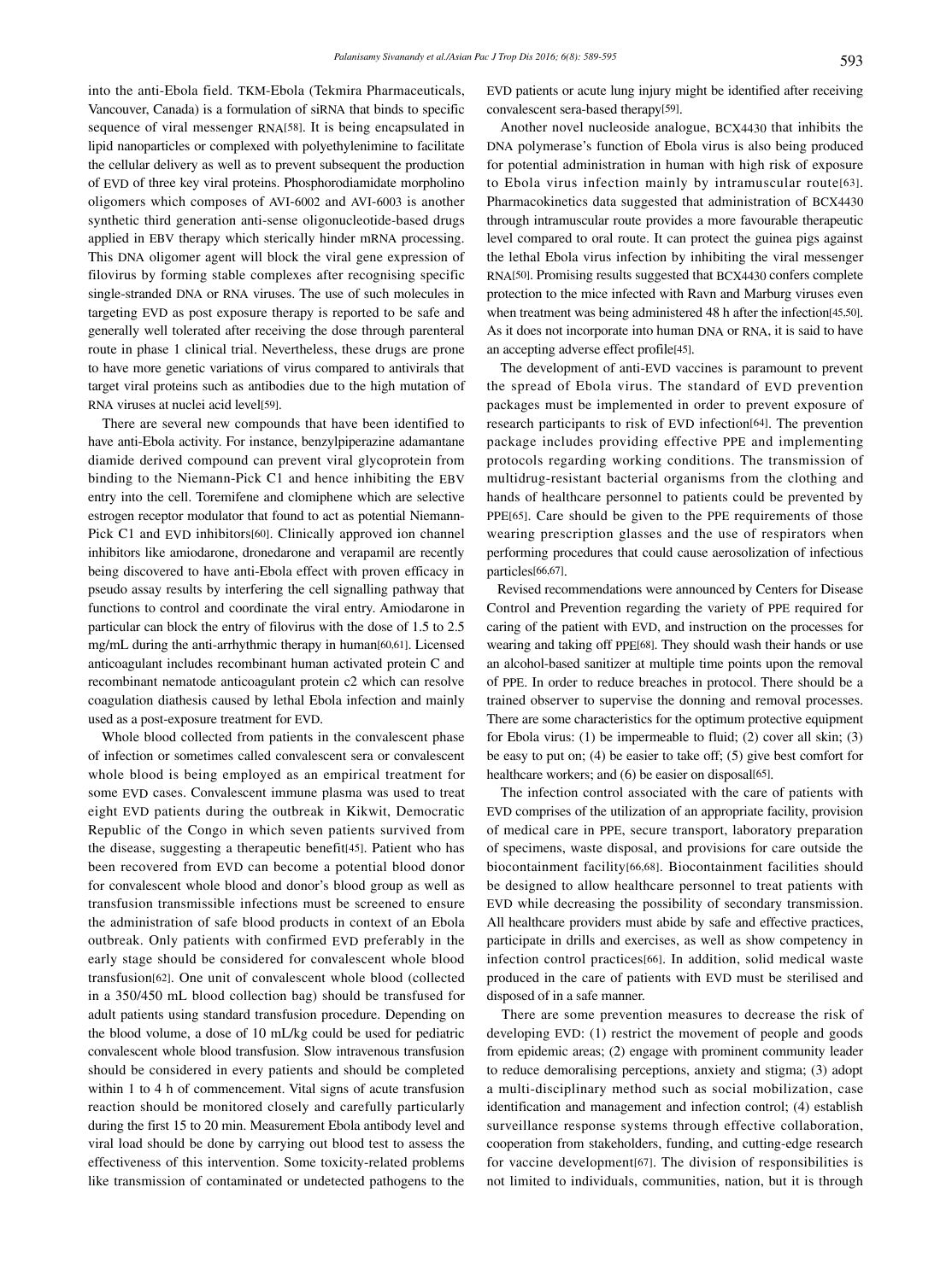into the anti-Ebola field. TKM-Ebola (Tekmira Pharmaceuticals, Vancouver, Canada) is a formulation of siRNA that binds to specific sequence of viral messenger RNA[58]. It is being encapsulated in lipid nanoparticles or complexed with polyethylenimine to facilitate the cellular delivery as well as to prevent subsequent the production of EVD of three key viral proteins. Phosphorodiamidate morpholino oligomers which composes of AVI-6002 and AVI-6003 is another synthetic third generation anti-sense oligonucleotide-based drugs applied in EBV therapy which sterically hinder mRNA processing. This DNA oligomer agent will block the viral gene expression of filovirus by forming stable complexes after recognising specific single-stranded DNA or RNA viruses. The use of such molecules in targeting EVD as post exposure therapy is reported to be safe and generally well tolerated after receiving the dose through parenteral route in phase 1 clinical trial. Nevertheless, these drugs are prone to have more genetic variations of virus compared to antivirals that target viral proteins such as antibodies due to the high mutation of RNA viruses at nuclei acid level[59].

There are several new compounds that have been identified to have anti-Ebola activity. For instance, benzylpiperazine adamantane diamide derived compound can prevent viral glycoprotein from binding to the Niemann-Pick C1 and hence inhibiting the EBV entry into the cell. Toremifene and clomiphene which are selective estrogen receptor modulator that found to act as potential Niemann-Pick C1 and EVD inhibitors[60]. Clinically approved ion channel inhibitors like amiodarone, dronedarone and verapamil are recently being discovered to have anti-Ebola effect with proven efficacy in pseudo assay results by interfering the cell signalling pathway that functions to control and coordinate the viral entry. Amiodarone in particular can block the entry of filovirus with the dose of 1.5 to 2.5 mg/mL during the anti-arrhythmic therapy in human[60,61]. Licensed anticoagulant includes recombinant human activated protein C and recombinant nematode anticoagulant protein c2 which can resolve coagulation diathesis caused by lethal Ebola infection and mainly used as a post-exposure treatment for EVD.

Whole blood collected from patients in the convalescent phase of infection or sometimes called convalescent sera or convalescent whole blood is being employed as an empirical treatment for some EVD cases. Convalescent immune plasma was used to treat eight EVD patients during the outbreak in Kikwit, Democratic Republic of the Congo in which seven patients survived from the disease, suggesting a therapeutic benefit[45]. Patient who has been recovered from EVD can become a potential blood donor for convalescent whole blood and donor's blood group as well as transfusion transmissible infections must be screened to ensure the administration of safe blood products in context of an Ebola outbreak. Only patients with confirmed EVD preferably in the early stage should be considered for convalescent whole blood transfusion[62]. One unit of convalescent whole blood (collected in a 350/450 mL blood collection bag) should be transfused for adult patients using standard transfusion procedure. Depending on the blood volume, a dose of 10 mL/kg could be used for pediatric convalescent whole blood transfusion. Slow intravenous transfusion should be considered in every patients and should be completed within 1 to 4 h of commencement. Vital signs of acute transfusion reaction should be monitored closely and carefully particularly during the first 15 to 20 min. Measurement Ebola antibody level and viral load should be done by carrying out blood test to assess the effectiveness of this intervention. Some toxicity-related problems like transmission of contaminated or undetected pathogens to the EVD patients or acute lung injury might be identified after receiving convalescent sera-based therapy[59].

Another novel nucleoside analogue, BCX4430 that inhibits the DNA polymerase's function of Ebola virus is also being produced for potential administration in human with high risk of exposure to Ebola virus infection mainly by intramuscular route[63]. Pharmacokinetics data suggested that administration of BCX4430 through intramuscular route provides a more favourable therapeutic level compared to oral route. It can protect the guinea pigs against the lethal Ebola virus infection by inhibiting the viral messenger RNA[50]. Promising results suggested that BCX4430 confers complete protection to the mice infected with Ravn and Marburg viruses even when treatment was being administered 48 h after the infection[45,50]. As it does not incorporate into human DNA or RNA, it is said to have an accepting adverse effect profile[45].

The development of anti-EVD vaccines is paramount to prevent the spread of Ebola virus. The standard of EVD prevention packages must be implemented in order to prevent exposure of research participants to risk of EVD infection[64]. The prevention package includes providing effective PPE and implementing protocols regarding working conditions. The transmission of multidrug-resistant bacterial organisms from the clothing and hands of healthcare personnel to patients could be prevented by PPE[65]. Care should be given to the PPE requirements of those wearing prescription glasses and the use of respirators when performing procedures that could cause aerosolization of infectious particles[66,67].

Revised recommendations were announced by Centers for Disease Control and Prevention regarding the variety of PPE required for caring of the patient with EVD, and instruction on the processes for wearing and taking off PPE[68]. They should wash their hands or use an alcohol-based sanitizer at multiple time points upon the removal of PPE. In order to reduce breaches in protocol. There should be a trained observer to supervise the donning and removal processes. There are some characteristics for the optimum protective equipment for Ebola virus: (1) be impermeable to fluid; (2) cover all skin; (3) be easy to put on; (4) be easier to take off; (5) give best comfort for healthcare workers; and (6) be easier on disposal[65].

The infection control associated with the care of patients with EVD comprises of the utilization of an appropriate facility, provision of medical care in PPE, secure transport, laboratory preparation of specimens, waste disposal, and provisions for care outside the biocontainment facility[66,68]. Biocontainment facilities should be designed to allow healthcare personnel to treat patients with EVD while decreasing the possibility of secondary transmission. All healthcare providers must abide by safe and effective practices, participate in drills and exercises, as well as show competency in infection control practices[66]. In addition, solid medical waste produced in the care of patients with EVD must be sterilised and disposed of in a safe manner.

There are some prevention measures to decrease the risk of developing EVD: (1) restrict the movement of people and goods from epidemic areas; (2) engage with prominent community leader to reduce demoralising perceptions, anxiety and stigma; (3) adopt a multi-disciplinary method such as social mobilization, case identification and management and infection control; (4) establish surveillance response systems through effective collaboration, cooperation from stakeholders, funding, and cutting-edge research for vaccine development[67]. The division of responsibilities is not limited to individuals, communities, nation, but it is through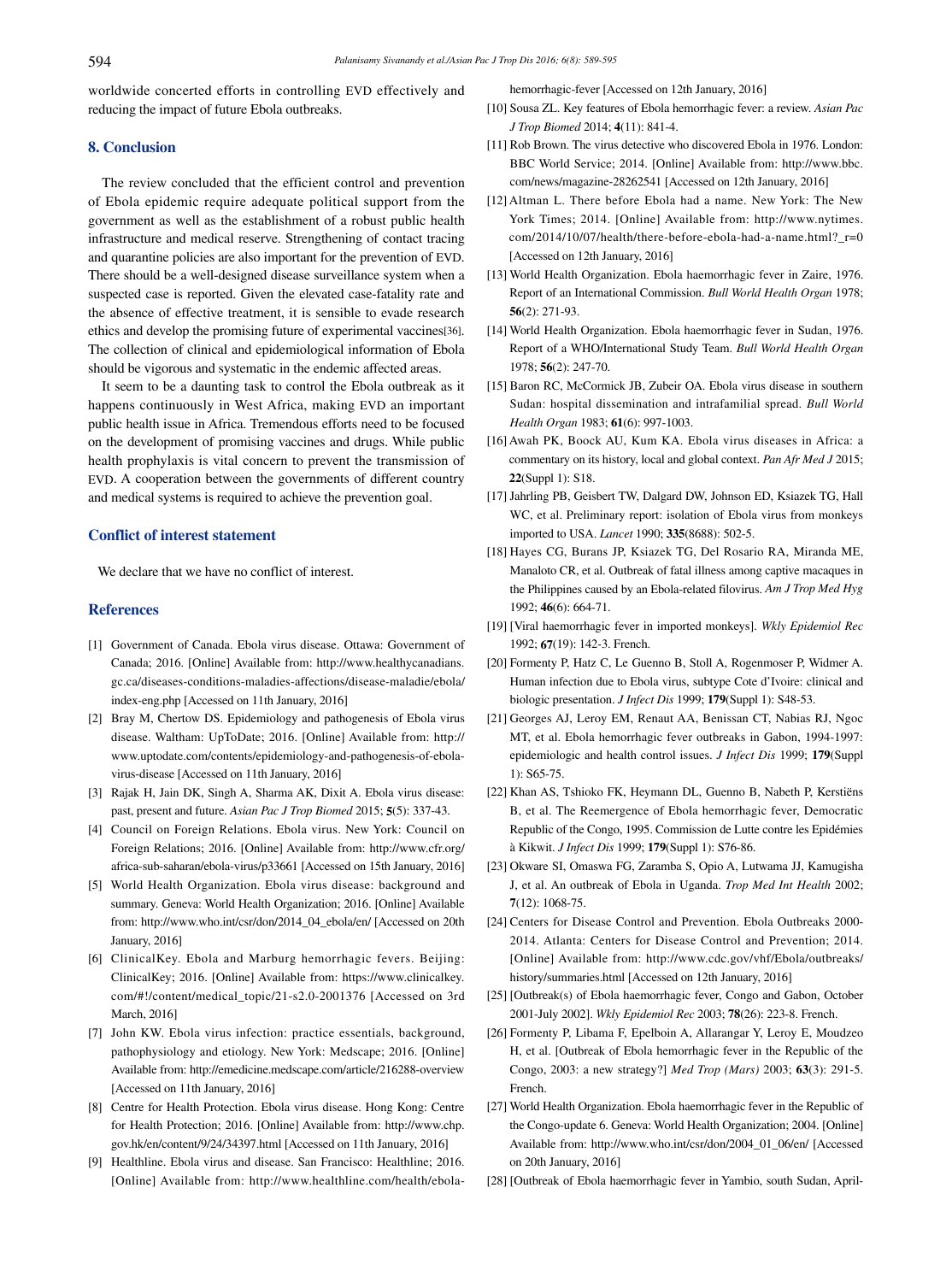worldwide concerted efforts in controlling EVD effectively and reducing the impact of future Ebola outbreaks.

## 8. Conclusion

The review concluded that the efficient control and prevention of Ebola epidemic require adequate political support from the government as well as the establishment of a robust public health infrastructure and medical reserve. Strengthening of contact tracing and quarantine policies are also important for the prevention of EVD. There should be a well-designed disease surveillance system when a suspected case is reported. Given the elevated case-fatality rate and the absence of effective treatment, it is sensible to evade research ethics and develop the promising future of experimental vaccines[36]. The collection of clinical and epidemiological information of Ebola should be vigorous and systematic in the endemic affected areas.

It seem to be a daunting task to control the Ebola outbreak as it happens continuously in West Africa, making EVD an important public health issue in Africa. Tremendous efforts need to be focused on the development of promising vaccines and drugs. While public health prophylaxis is vital concern to prevent the transmission of EVD. A cooperation between the governments of different country and medical systems is required to achieve the prevention goal.

## Conflict of interest statement

We declare that we have no conflict of interest.

## References

[1] Government of Canada. Ebola virus disease. Ottawa: Government of Canada; 2016. [Online] Available from: http://www.healthycanadians.gc.ca/diseases-conditions-maladies-affections/disease-maladie/ebola/index-eng.php [Accessed on 11th January, 2016]

[2] Bray M, Chertow DS. Epidemiology and pathogenesis of Ebola virus disease. Waltham: UpToDate; 2016. [Online] Available from: http://www.uptodate.com/contents/epidemiology-and-pathogenesis-of-ebola-virus-disease [Accessed on 11th January, 2016]

[3] Rajak H, Jain DK, Singh A, Sharma AK, Dixit A. Ebola virus disease: past, present and future. *Asian Pac J Trop Biomed* 2015; **5**(5): 337-43.

[4] Council on Foreign Relations. Ebola virus. New York: Council on Foreign Relations; 2016. [Online] Available from: http://www.cfr.org/africa-sub-saharan/ebola-virus/p33661 [Accessed on 15th January, 2016]

[5] World Health Organization. Ebola virus disease: background and summary. Geneva: World Health Organization; 2016. [Online] Available from: http://www.who.int/csr/don/2014_04_ebola/en/ [Accessed on 20th January, 2016]

[6] ClinicalKey. Ebola and Marburg hemorrhagic fevers. Beijing: ClinicalKey; 2016. [Online] Available from: https://www.clinicalkey.com/#!/content/medical_topic/21-s2.0-2001376 [Accessed on 3rd March, 2016]

[7] John KW. Ebola virus infection: practice essentials, background, pathophysiology and etiology. New York: Medscape; 2016. [Online] Available from: http://emedicine.medscape.com/article/216288-overview [Accessed on 11th January, 2016]

[8] Centre for Health Protection. Ebola virus disease. Hong Kong: Centre for Health Protection; 2016. [Online] Available from: http://www.chp.gov.hk/en/content/9/24/34397.html [Accessed on 11th January, 2016]

[9] Healthline. Ebola virus and disease. San Francisco: Healthline; 2016. [Online] Available from: http://www.healthline.com/health/ebola-hemorrhagic-fever [Accessed on 12th January, 2016]

[10] Sousa ZL. Key features of Ebola hemorrhagic fever: a review. *Asian Pac J Trop Biomed* 2014; **4**(11): 841-4.

[11] Rob Brown. The virus detective who discovered Ebola in 1976. London: BBC World Service; 2014. [Online] Available from: http://www.bbc.com/news/magazine-28262541 [Accessed on 12th January, 2016]

[12] Altman L. There before Ebola had a name. New York: The New York Times; 2014. [Online] Available from: http://www.nytimes.com/2014/10/07/health/there-before-ebola-had-a-name.html?_r=0 [Accessed on 12th January, 2016]

[13] World Health Organization. Ebola haemorrhagic fever in Zaire, 1976. Report of an International Commission. *Bull World Health Organ* 1978; **56**(2): 271-93.

[14] World Health Organization. Ebola haemorrhagic fever in Sudan, 1976. Report of a WHO/International Study Team. *Bull World Health Organ* 1978; **56**(2): 247-70.

[15] Baron RC, McCormick JB, Zubeir OA. Ebola virus disease in southern Sudan: hospital dissemination and intrafamilial spread. *Bull World Health Organ* 1983; **61**(6): 997-1003.

[16] Awah PK, Boock AU, Kum KA. Ebola virus diseases in Africa: a commentary on its history, local and global context. *Pan Afr Med J* 2015; **22**(Suppl 1): S18.

[17] Jahrling PB, Geisbert TW, Dalgard DW, Johnson ED, Ksiazek TG, Hall WC, et al. Preliminary report: isolation of Ebola virus from monkeys imported to USA. *Lancet* 1990; **335**(8688): 502-5.

[18] Hayes CG, Burans JP, Ksiazek TG, Del Rosario RA, Miranda ME, Manaloto CR, et al. Outbreak of fatal illness among captive macaques in the Philippines caused by an Ebola-related filovirus. *Am J Trop Med Hyg* 1992; **46**(6): 664-71.

[19] [Viral haemorrhagic fever in imported monkeys]. *Wkly Epidemiol Rec* 1992; **67**(19): 142-3. French.

[20] Formenty P, Hatz C, Le Guenno B, Stoll A, Rogenmoser P, Widmer A. Human infection due to Ebola virus, subtype Cote d'Ivoire: clinical and biologic presentation. *J Infect Dis* 1999; **179**(Suppl 1): S48-53.

[21] Georges AJ, Leroy EM, Renaut AA, Benissan CT, Nabias RJ, Ngoc MT, et al. Ebola hemorrhagic fever outbreaks in Gabon, 1994-1997: epidemiologic and health control issues. *J Infect Dis* 1999; **179**(Suppl 1): S65-75.

[22] Khan AS, Tshioko FK, Heymann DL, Guenno B, Nabeth P, Kerstiëns B, et al. The Reemergence of Ebola hemorrhagic fever, Democratic Republic of the Congo, 1995. Commission de Lutte contre les Epidémies à Kikwit. *J Infect Dis* 1999; **179**(Suppl 1): S76-86.

[23] Okware SI, Omaswa FG, Zaramba S, Opio A, Lutwama JJ, Kamugisha J, et al. An outbreak of Ebola in Uganda. *Trop Med Int Health* 2002; **7**(12): 1068-75.

[24] Centers for Disease Control and Prevention. Ebola Outbreaks 2000-2014. Atlanta: Centers for Disease Control and Prevention; 2014. [Online] Available from: http://www.cdc.gov/vhf/Ebola/outbreaks/history/summaries.html [Accessed on 12th January, 2016]

[25] [Outbreak(s) of Ebola haemorrhagic fever, Congo and Gabon, October 2001-July 2002]. *Wkly Epidemiol Rec* 2003; **78**(26): 223-8. French.

[26] Formenty P, Libama F, Epelboin A, Allarangar Y, Leroy E, Moudzeo H, et al. [Outbreak of Ebola hemorrhagic fever in the Republic of the Congo, 2003: a new strategy?] *Med Trop (Mars)* 2003; **63**(3): 291-5. French.

[27] World Health Organization. Ebola haemorrhagic fever in the Republic of the Congo-update 6. Geneva: World Health Organization; 2004. [Online] Available from: http://www.who.int/csr/don/2004_01_06/en/ [Accessed on 20th January, 2016]

[28] [Outbreak of Ebola haemorrhagic fever in Yambio, south Sudan, April-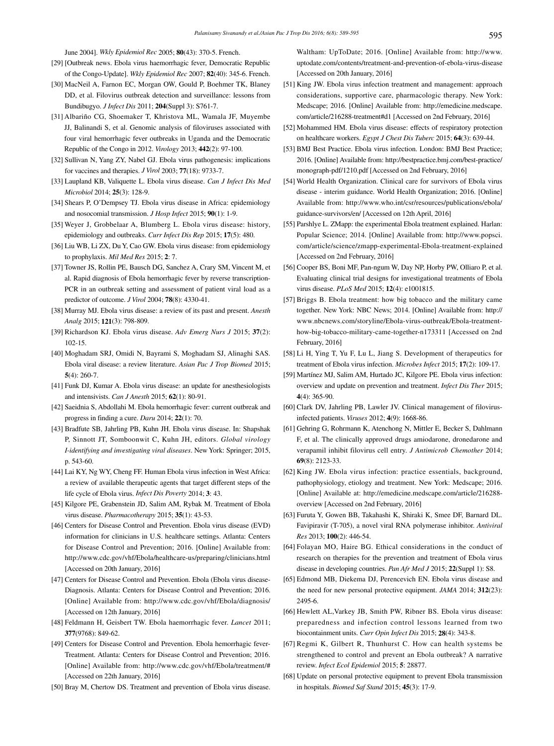June 2004]. *Wkly Epidemiol Rec* 2005; **80**(43): 370-5. French.

[29] [Outbreak news. Ebola virus haemorrhagic fever, Democratic Republic of the Congo-Update]. *Wkly Epidemiol Rec* 2007; **82**(40): 345-6. French.

[30] MacNeil A, Farnon EC, Morgan OW, Gould P, Boehmer TK, Blaney DD, et al. Filovirus outbreak detection and surveillance: lessons from Bundibugyo. *J Infect Dis* 2011; **204**(Suppl 3): S761-7.

[31] Albariño CG, Shoemaker T, Khristova ML, Wamala JF, Muyembe JJ, Balinandi S, et al. Genomic analysis of filoviruses associated with four viral hemorrhagic fever outbreaks in Uganda and the Democratic Republic of the Congo in 2012. *Virology* 2013; **442**(2): 97-100.

[32] Sullivan N, Yang ZY, Nabel GJ. Ebola virus pathogenesis: implications for vaccines and therapies. *J Virol* 2003; **77**(18): 9733-7.

[33] Laupland KB, Valiquette L. Ebola virus disease. *Can J Infect Dis Med Microbiol* 2014; **25**(3): 128-9.

[34] Shears P, O'Dempsey TJ. Ebola virus disease in Africa: epidemiology and nosocomial transmission. *J Hosp Infect* 2015; **90**(1): 1-9.

[35] Weyer J, Grobbelaar A, Blumberg L. Ebola virus disease: history, epidemiology and outbreaks. *Curr Infect Dis Rep* 2015; **17**(5): 480.

[36] Liu WB, Li ZX, Du Y, Cao GW. Ebola virus disease: from epidemiology to prophylaxis. *Mil Med Res* 2015; **2**: 7.

[37] Towner JS, Rollin PE, Bausch DG, Sanchez A, Crary SM, Vincent M, et al. Rapid diagnosis of Ebola hemorrhagic fever by reverse transcription-PCR in an outbreak setting and assessment of patient viral load as a predictor of outcome. *J Virol* 2004; **78**(8): 4330-41.

[38] Murray MJ. Ebola virus disease: a review of its past and present. *Anesth Analg* 2015; **121**(3): 798-809.

[39] Richardson KJ. Ebola virus disease. *Adv Emerg Nurs J* 2015; **37**(2): 102-15.

[40] Moghadam SRJ, Omidi N, Bayrami S, Moghadam SJ, Alinaghi SAS. Ebola viral disease: a review literature. *Asian Pac J Trop Biomed* 2015; **5**(4): 260-7.

[41] Funk DJ, Kumar A. Ebola virus disease: an update for anesthesiologists and intensivists. *Can J Anesth* 2015; **62**(1): 80-91.

[42] Saeidnia S, Abdollahi M. Ebola hemorrhagic fever: current outbreak and progress in finding a cure. *Daru* 2014; **22**(1): 70.

[43] Bradfute SB, Jahrling PB, Kuhn JH. Ebola virus disease. In: Shapshak P, Sinnott JT, Somboonwit C, Kuhn JH, editors. *Global virology I-identifying and investigating viral diseases*. New York: Springer; 2015, p. 543-60.

[44] Lai KY, Ng WY, Cheng FF. Human Ebola virus infection in West Africa: a review of available therapeutic agents that target different steps of the life cycle of Ebola virus. *Infect Dis Poverty* 2014; **3**: 43.

[45] Kilgore PE, Grabenstein JD, Salim AM, Rybak M. Treatment of Ebola virus disease. *Pharmacotherapy* 2015; **35**(1): 43-53.

[46] Centers for Disease Control and Prevention. Ebola virus disease (EVD) information for clinicians in U.S. healthcare settings. Atlanta: Centers for Disease Control and Prevention; 2016. [Online] Available from: http://www.cdc.gov/vhf/Ebola/healthcare-us/preparing/clinicians.html [Accessed on 20th January, 2016]

[47] Centers for Disease Control and Prevention. Ebola (Ebola virus disease-Diagnosis. Atlanta: Centers for Disease Control and Prevention; 2016. [Online] Available from: http://www.cdc.gov/vhf/Ebola/diagnosis/ [Accessed on 12th January, 2016]

[48] Feldmann H, Geisbert TW. Ebola haemorrhagic fever. *Lancet* 2011; **377**(9768): 849-62.

[49] Centers for Disease Control and Prevention. Ebola hemorrhagic fever-Treatment. Atlanta: Centers for Disease Control and Prevention; 2016. [Online] Available from: http://www.cdc.gov/vhf/Ebola/treatment/# [Accessed on 22th January, 2016]

[50] Bray M, Chertow DS. Treatment and prevention of Ebola virus disease. Waltham: UpToDate; 2016. [Online] Available from: http://www.uptodate.com/contents/treatment-and-prevention-of-ebola-virus-disease [Accessed on 20th January, 2016]

[51] King JW. Ebola virus infection treatment and management: approach considerations, supportive care, pharmacologic therapy. New York: Medscape; 2016. [Online] Available from: http://emedicine.medscape.com/article/216288-treatment#d1 [Accessed on 2nd February, 2016]

[52] Mohammed HM. Ebola virus disease: effects of respiratory protection on healthcare workers. *Egypt J Chest Dis Tuberc* 2015; **64**(3): 639-44.

[53] BMJ Best Practice. Ebola virus infection. London: BMJ Best Practice; 2016. [Online] Available from: http://bestpractice.bmj.com/best-practice/monograph-pdf/1210.pdf [Accessed on 2nd February, 2016]

[54] World Health Organization. Clinical care for survivors of Ebola virus disease - interim guidance. World Health Organization; 2016. [Online] Available from: http://www.who.int/csr/resources/publications/ebola/guidance-survivors/en/ [Accessed on 12th April, 2016]

[55] Parshlye L. ZMapp: the experimental Ebola treatment explained. Harlan: Popular Science; 2014. [Online] Available from: http://www.popsci.com/article/science/zmapp-experimental-Ebola-treatment-explained [Accessed on 2nd February, 2016]

[56] Cooper BS, Boni MF, Pan-ngum W, Day NP, Horby PW, Olliaro P, et al. Evaluating clinical trial designs for investigational treatments of Ebola virus disease. *PLoS Med* 2015; **12**(4): e1001815.

[57] Briggs B. Ebola treatment: how big tobacco and the military came together. New York: NBC News; 2014. [Online] Available from: http://www.nbcnews.com/storyline/Ebola-virus-outbreak/Ebola-treatment-how-big-tobacco-military-came-together-n173311 [Accessed on 2nd February, 2016]

[58] Li H, Ying T, Yu F, Lu L, Jiang S. Development of therapeutics for treatment of Ebola virus infection. *Microbes Infect* 2015; **17**(2): 109-17.

[59] Martínez MJ, Salim AM, Hurtado JC, Kilgore PE. Ebola virus infection: overview and update on prevention and treatment. *Infect Dis Ther* 2015; **4**(4): 365-90.

[60] Clark DV, Jahrling PB, Lawler JV. Clinical management of filovirus-infected patients. *Viruses* 2012; **4**(9): 1668-86.

[61] Gehring G, Rohrmann K, Atenchong N, Mittler E, Becker S, Dahlmann F, et al. The clinically approved drugs amiodarone, dronedarone and verapamil inhibit filovirus cell entry. *J Antimicrob Chemother* 2014; **69**(8): 2123-33.

[62] King JW. Ebola virus infection: practice essentials, background, pathophysiology, etiology and treatment. New York: Medscape; 2016. [Online] Available at: http://emedicine.medscape.com/article/216288-overview [Accessed on 2nd February, 2016]

[63] Furuta Y, Gowen BB, Takahashi K, Shiraki K, Smee DF, Barnard DL. Favipiravir (T-705), a novel viral RNA polymerase inhibitor. *Antiviral Res* 2013; **100**(2): 446-54.

[64] Folayan MO, Haire BG. Ethical considerations in the conduct of research on therapies for the prevention and treatment of Ebola virus disease in developing countries. *Pan Afr Med J* 2015; **22**(Suppl 1): S8.

[65] Edmond MB, Diekema DJ, Perencevich EN. Ebola virus disease and the need for new personal protective equipment. *JAMA* 2014; **312**(23): 2495-6.

[66] Hewlett AL,Varkey JB, Smith PW, Ribner BS. Ebola virus disease: preparedness and infection control lessons learned from two biocontainment units. *Curr Opin Infect Dis* 2015; **28**(4): 343-8.

[67] Regmi K, Gilbert R, Thunhurst C. How can health systems be strengthened to control and prevent an Ebola outbreak? A narrative review. *Infect Ecol Epidemiol* 2015; **5**: 28877.

[68] Update on personal protective equipment to prevent Ebola transmission in hospitals. *Biomed Saf Stand* 2015; **45**(3): 17-9.